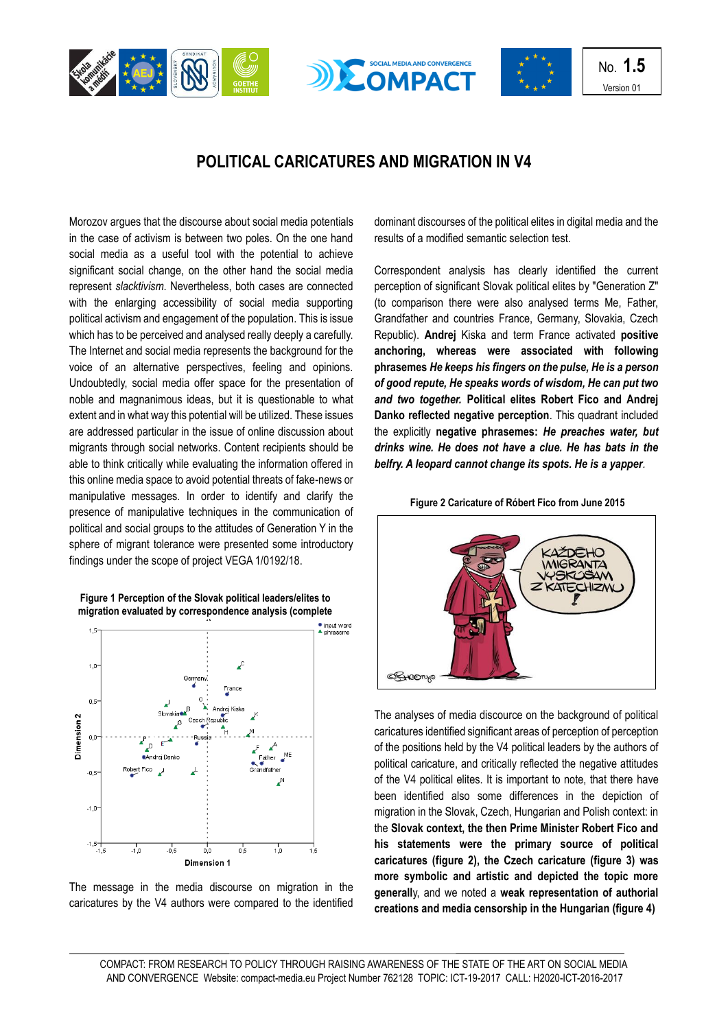No. **1.5**

Version 01

# POLITICAL CARICATURES AND MIGRATION IN V4

Morozov argues that the discourse about social media potentials in the case of activism is between two poles. On the one hand social media as a useful tool with the potential to achieve significant social change, on the other hand the social media represent *slacktivism*. Nevertheless, both cases are connected with the enlarging accessibility of social media supporting political activism and engagement of the population. This is issue which has to be perceived and analysed really deeply a carefully. The Internet and social media represents the background for the voice of an alternative perspectives, feeling and opinions. Undoubtedly, social media offer space for the presentation of noble and magnanimous ideas, but it is questionable to what extent and in what way this potential will be utilized. These issues are addressed particular in the issue of online discussion about migrants through social networks. Content recipients should be able to think critically while evaluating the information offered in this online media space to avoid potential threats of fake-news or manipulative messages. In order to identify and clarify the presence of manipulative techniques in the communication of political and social groups to the attitudes of Generation Y in the sphere of migrant tolerance were presented some introductory findings under the scope of project VEGA 1/0192/18.

**Figure 1 Perception of the Slovak political leaders/elites to migration evaluated by correspondence analysis (complete**

The message in the media discourse on migration in the caricatures by the V4 authors were compared to the identified dominant discourses of the political elites in digital media and the results of a modified semantic selection test.

Correspondent analysis has clearly identified the current perception of significant Slovak political elites by "Generation Z" (to comparison there were also analysed terms Me, Father, Grandfather and countries France, Germany, Slovakia, Czech Republic). **Andrej** Kiska and term France activated **positive anchoring, whereas were associated with following phrasemes** ***He keeps his fingers on the pulse, He is a person of good repute, He speaks words of wisdom, He can put two and two together.*** **Political elites Robert Fico and Andrej Danko reflected negative perception**. This quadrant included the explicitly **negative phrasemes:** ***He preaches water, but drinks wine. He does not have a clue. He has bats in the belfry. A leopard cannot change its spots. He is a yapper***.

**Figure 2 Caricature of Róbert Fico from June 2015**

The analyses of media discourse on the background of political caricatures identified significant areas of perception of perception of the positions held by the V4 political leaders by the authors of political caricature, and critically reflected the negative attitudes of the V4 political elites. It is important to note, that there have been identified also some differences in the depiction of migration in the Slovak, Czech, Hungarian and Polish context: in the **Slovak context, the then Prime Minister Robert Fico and his statements were the primary source of political caricatures (figure 2), the Czech caricature (figure 3) was more symbolic and artistic and depicted the topic more general**ly, and we noted a **weak representation of authorial creations and media censorship in the Hungarian (figure 4)**

COMPACT: FROM RESEARCH TO POLICY THROUGH RAISING AWARENESS OF THE STATE OF THE ART ON SOCIAL MEDIA AND CONVERGENCE Website: compact-media.eu Project Number 762128 TOPIC: ICT-19-2017 CALL: H2020-ICT-2016-2017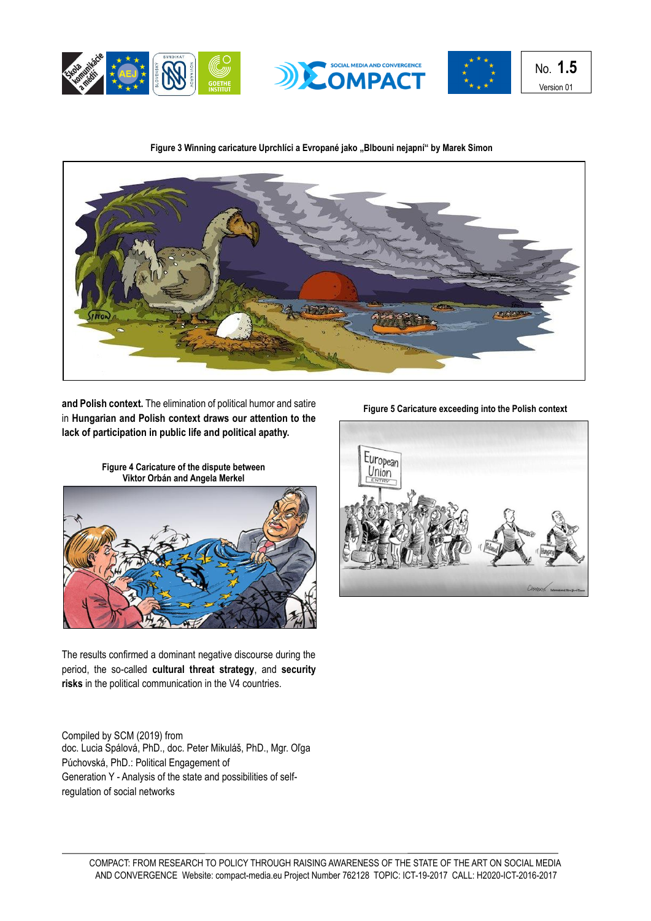Figure 3 Winning caricature Uprchlíci a Evropané jako „Blbouni nejapní" by Marek Simon

**and Polish context.** The elimination of political humor and satire in **Hungarian and Polish context draws our attention to the lack of participation in public life and political apathy.**

Figure 4 Caricature of the dispute between Viktor Orbán and Angela Merkel

Figure 5 Caricature exceeding into the Polish context

The results confirmed a dominant negative discourse during the period, the so-called **cultural threat strategy**, and **security risks** in the political communication in the V4 countries.

Compiled by SCM (2019) from
doc. Lucia Spálová, PhD., doc. Peter Mikuláš, PhD., Mgr. Oľga Púchovská, PhD.: Political Engagement of Generation Y - Analysis of the state and possibilities of self-regulation of social networks